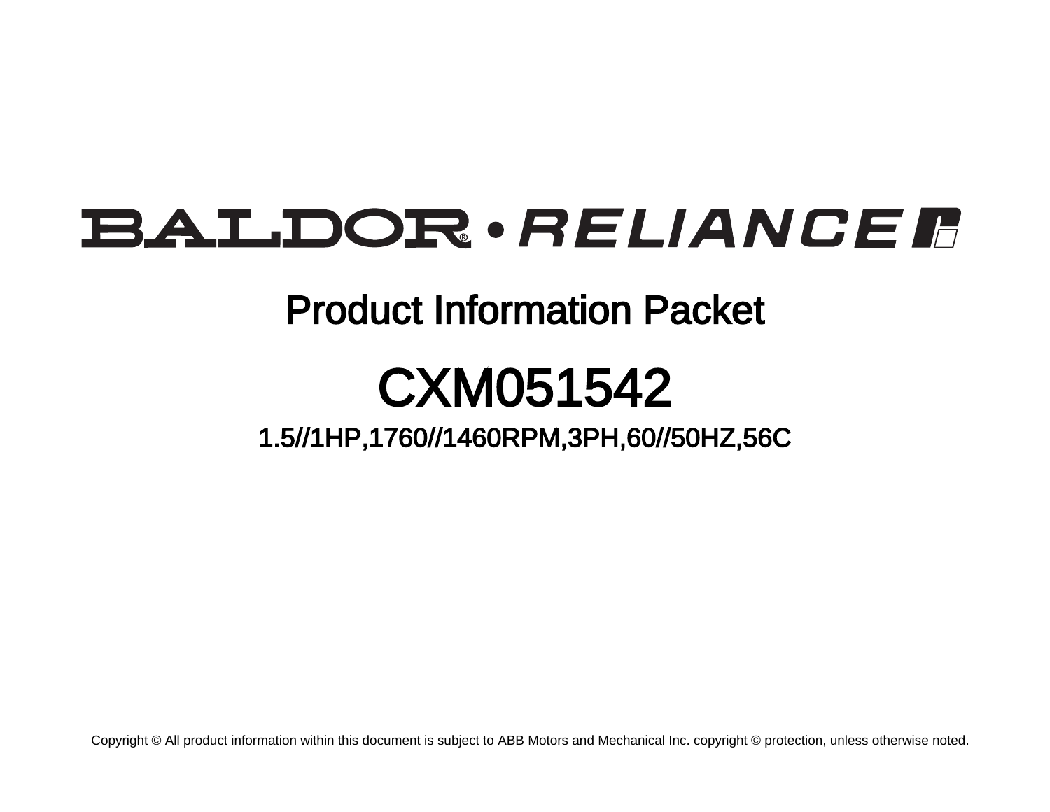# BALDOR • RELIANCE

## Product Information Packet

# CXM051542

### 1.5//1HP,1760//1460RPM,3PH,60//50HZ,56C

Copyright © All product information within this document is subject to ABB Motors and Mechanical Inc. copyright © protection, unless otherwise noted.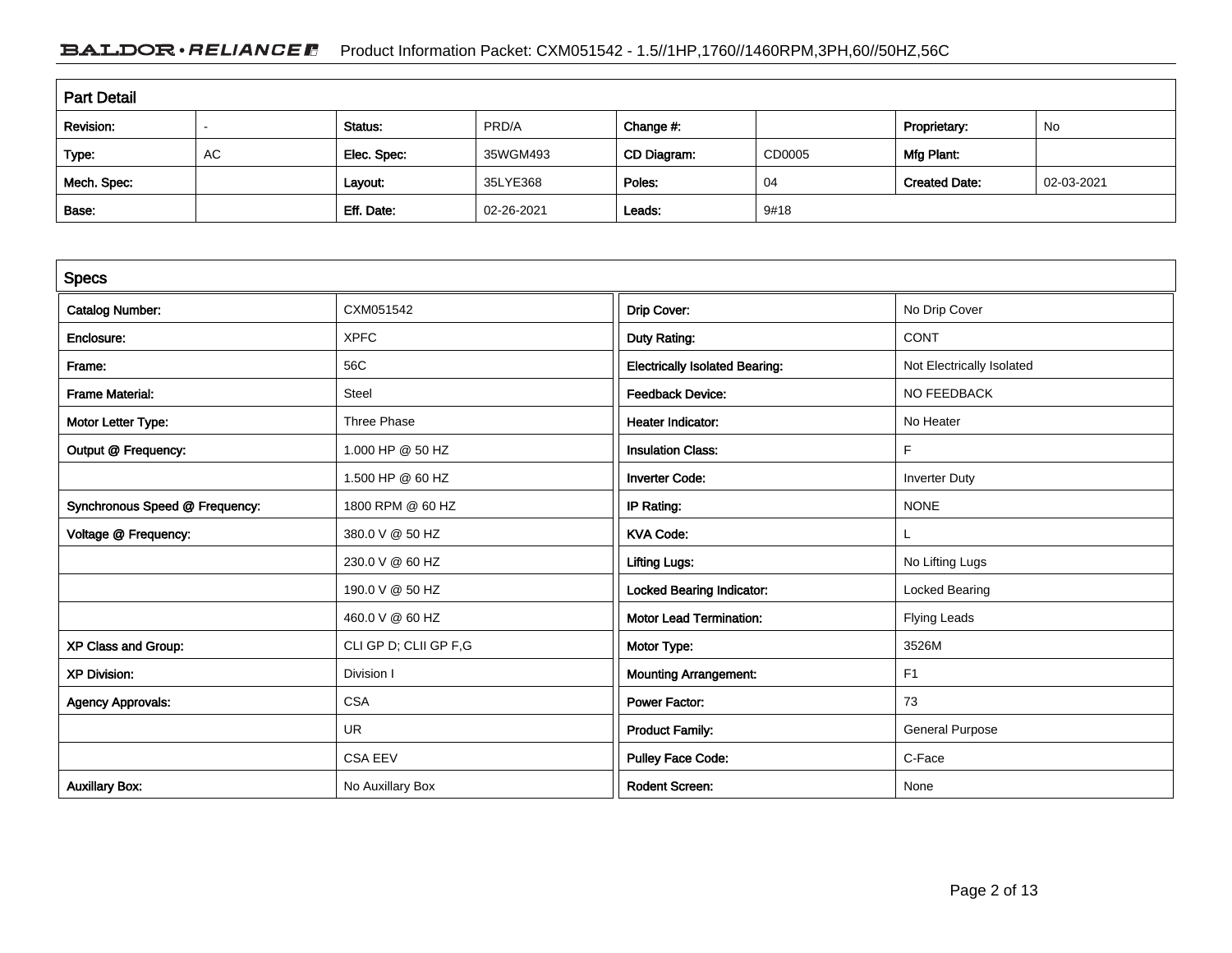## Part Detail

| Revision: | - | Status: | PRD/A | Change #: | | Proprietary: | No |
|---|---|---|---|---|---|---|---|
| Type: | AC | Elec. Spec: | 35WGM493 | CD Diagram: | CD0005 | Mfg Plant: | |
| Mech. Spec: | | Layout: | 35LYE368 | Poles: | 04 | Created Date: | 02-03-2021 |
| Base: | | Eff. Date: | 02-26-2021 | Leads: | 9#18 | | |

## Specs

| | | | |
|---|---|---|---|
| Catalog Number: | CXM051542 | Drip Cover: | No Drip Cover |
| Enclosure: | XPFC | Duty Rating: | CONT |
| Frame: | 56C | Electrically Isolated Bearing: | Not Electrically Isolated |
| Frame Material: | Steel | Feedback Device: | NO FEEDBACK |
| Motor Letter Type: | Three Phase | Heater Indicator: | No Heater |
| Output @ Frequency: | 1.000 HP @ 50 HZ | Insulation Class: | F |
| | 1.500 HP @ 60 HZ | Inverter Code: | Inverter Duty |
| Synchronous Speed @ Frequency: | 1800 RPM @ 60 HZ | IP Rating: | NONE |
| Voltage @ Frequency: | 380.0 V @ 50 HZ | KVA Code: | L |
| | 230.0 V @ 60 HZ | Lifting Lugs: | No Lifting Lugs |
| | 190.0 V @ 50 HZ | Locked Bearing Indicator: | Locked Bearing |
| | 460.0 V @ 60 HZ | Motor Lead Termination: | Flying Leads |
| XP Class and Group: | CLI GP D; CLII GP F,G | Motor Type: | 3526M |
| XP Division: | Division I | Mounting Arrangement: | F1 |
| Agency Approvals: | CSA | Power Factor: | 73 |
| | UR | Product Family: | General Purpose |
| | CSA EEV | Pulley Face Code: | C-Face |
| Auxillary Box: | No Auxillary Box | Rodent Screen: | None |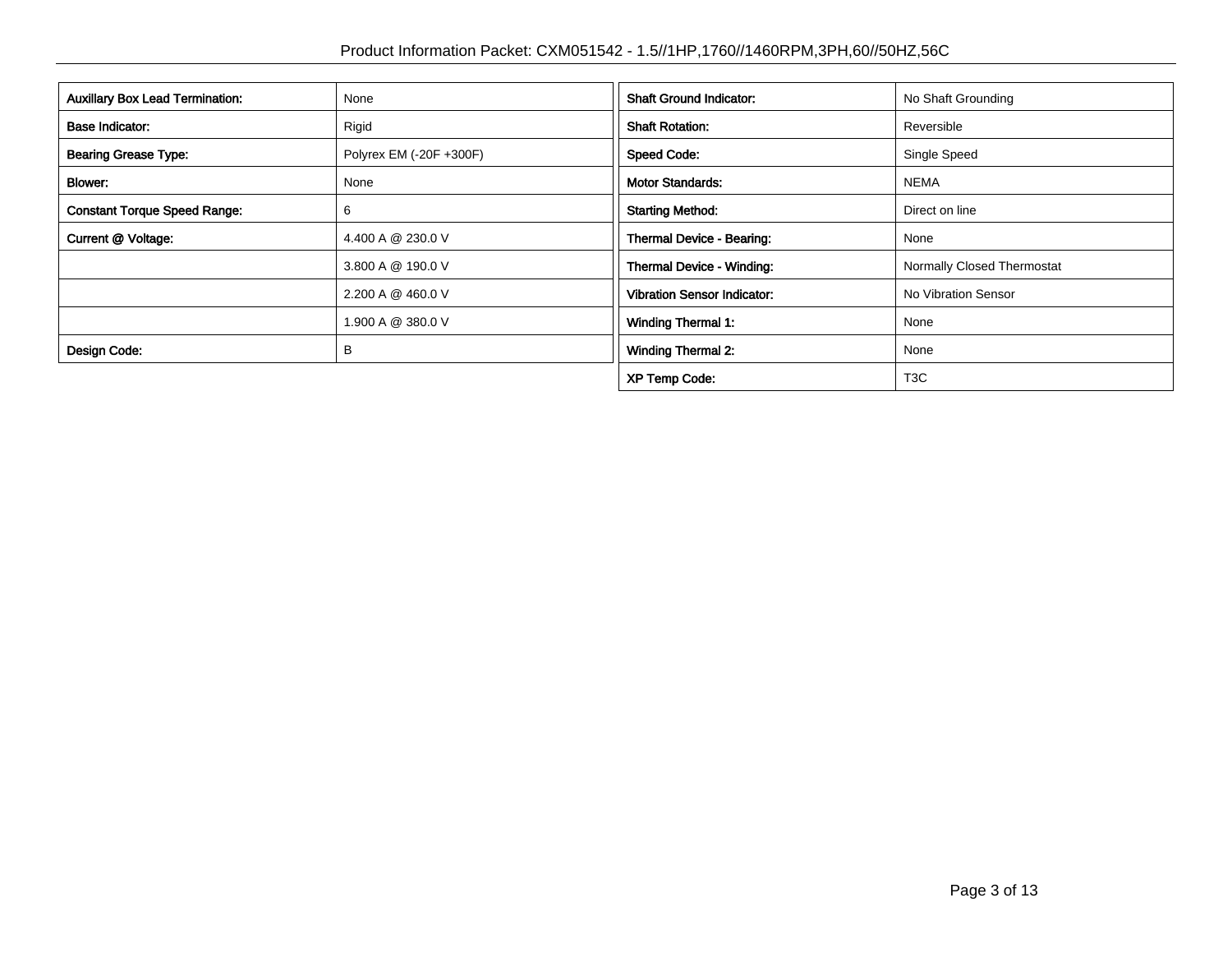| | |
|---|---|
| **Auxillary Box Lead Termination:** | None |
| **Base Indicator:** | Rigid |
| **Bearing Grease Type:** | Polyrex EM (-20F +300F) |
| **Blower:** | None |
| **Constant Torque Speed Range:** | 6 |
| **Current @ Voltage:** | 4.400 A @ 230.0 V |
| | 3.800 A @ 190.0 V |
| | 2.200 A @ 460.0 V |
| | 1.900 A @ 380.0 V |
| **Design Code:** | B |

| | |
|---|---|
| **Shaft Ground Indicator:** | No Shaft Grounding |
| **Shaft Rotation:** | Reversible |
| **Speed Code:** | Single Speed |
| **Motor Standards:** | NEMA |
| **Starting Method:** | Direct on line |
| **Thermal Device - Bearing:** | None |
| **Thermal Device - Winding:** | Normally Closed Thermostat |
| **Vibration Sensor Indicator:** | No Vibration Sensor |
| **Winding Thermal 1:** | None |
| **Winding Thermal 2:** | None |
| **XP Temp Code:** | T3C |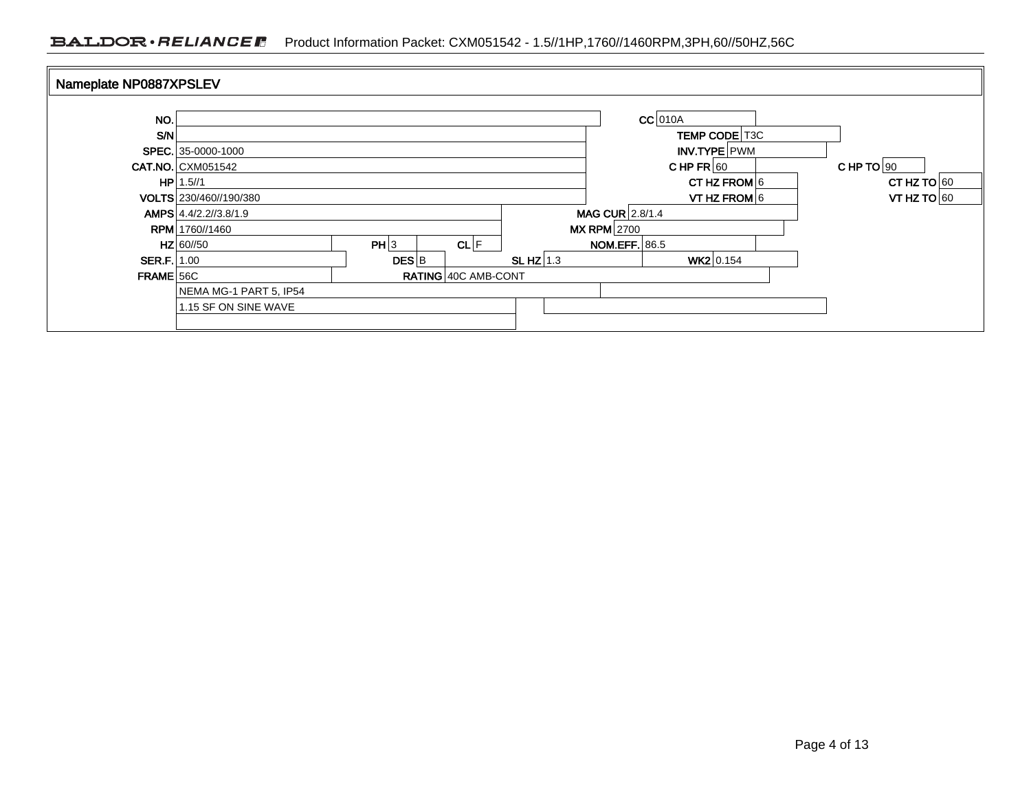## Nameplate NP0887XPSLEV

| Field | Value | Field | Value |
|---|---|---|---|
| NO. | | CC | 010A |
| S/N | | TEMP CODE | T3C |
| SPEC. | 35-0000-1000 | INV.TYPE | PWM |
| CAT.NO. | CXM051542 | C HP FR | 60 |
| | | C HP TO | 90 |
| HP | 1.5//1 | CT HZ FROM | 6 |
| | | CT HZ TO | 60 |
| VOLTS | 230/460//190/380 | VT HZ FROM | 6 |
| | | VT HZ TO | 60 |
| AMPS | 4.4/2.2//3.8/1.9 | MAG CUR | 2.8/1.4 |
| RPM | 1760//1460 | MX RPM | 2700 |
| HZ | 60//50 | PH | 3 |
| CL | F | NOM.EFF. | 86.5 |
| SER.F. | 1.00 | DES | B |
| SL HZ | 1.3 | WK2 | 0.154 |
| FRAME | 56C | RATING | 40C AMB-CONT |

NEMA MG-1 PART 5, IP54

1.15 SF ON SINE WAVE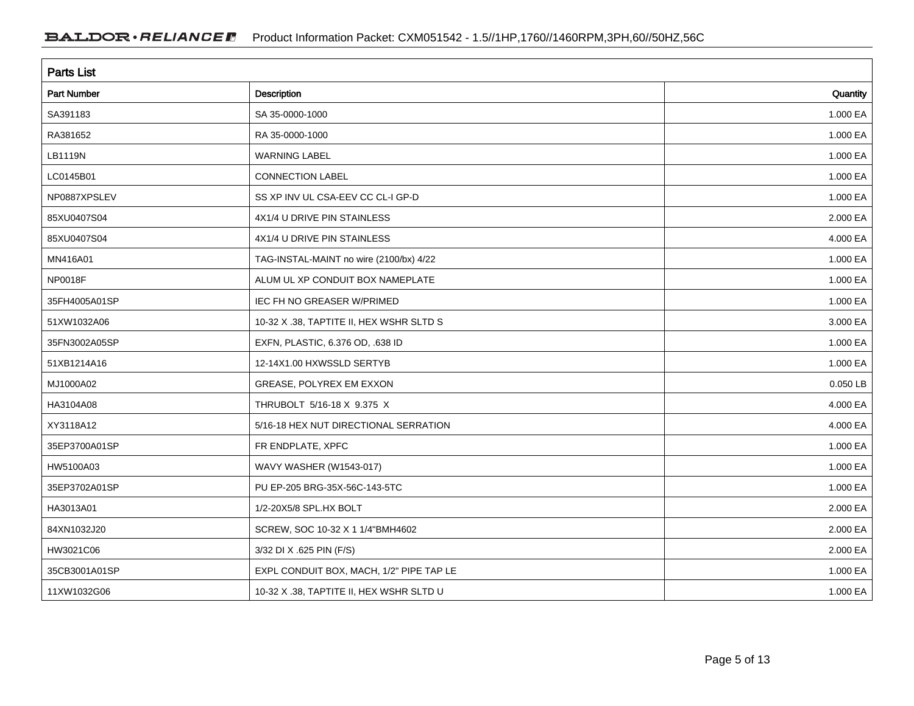## Parts List

| Part Number | Description | Quantity |
|---|---|---|
| SA391183 | SA 35-0000-1000 | 1.000 EA |
| RA381652 | RA 35-0000-1000 | 1.000 EA |
| LB1119N | WARNING LABEL | 1.000 EA |
| LC0145B01 | CONNECTION LABEL | 1.000 EA |
| NP0887XPSLEV | SS XP INV UL CSA-EEV CC CL-I GP-D | 1.000 EA |
| 85XU0407S04 | 4X1/4 U DRIVE PIN STAINLESS | 2.000 EA |
| 85XU0407S04 | 4X1/4 U DRIVE PIN STAINLESS | 4.000 EA |
| MN416A01 | TAG-INSTAL-MAINT no wire (2100/bx) 4/22 | 1.000 EA |
| NP0018F | ALUM UL XP CONDUIT BOX NAMEPLATE | 1.000 EA |
| 35FH4005A01SP | IEC FH NO GREASER W/PRIMED | 1.000 EA |
| 51XW1032A06 | 10-32 X .38, TAPTITE II, HEX WSHR SLTD S | 3.000 EA |
| 35FN3002A05SP | EXFN, PLASTIC, 6.376 OD, .638 ID | 1.000 EA |
| 51XB1214A16 | 12-14X1.00 HXWSSLD SERTYB | 1.000 EA |
| MJ1000A02 | GREASE, POLYREX EM EXXON | 0.050 LB |
| HA3104A08 | THRUBOLT 5/16-18 X 9.375 X | 4.000 EA |
| XY3118A12 | 5/16-18 HEX NUT DIRECTIONAL SERRATION | 4.000 EA |
| 35EP3700A01SP | FR ENDPLATE, XPFC | 1.000 EA |
| HW5100A03 | WAVY WASHER (W1543-017) | 1.000 EA |
| 35EP3702A01SP | PU EP-205 BRG-35X-56C-143-5TC | 1.000 EA |
| HA3013A01 | 1/2-20X5/8 SPL.HX BOLT | 2.000 EA |
| 84XN1032J20 | SCREW, SOC 10-32 X 1 1/4"BMH4602 | 2.000 EA |
| HW3021C06 | 3/32 DI X .625 PIN (F/S) | 2.000 EA |
| 35CB3001A01SP | EXPL CONDUIT BOX, MACH, 1/2" PIPE TAP LE | 1.000 EA |
| 11XW1032G06 | 10-32 X .38, TAPTITE II, HEX WSHR SLTD U | 1.000 EA |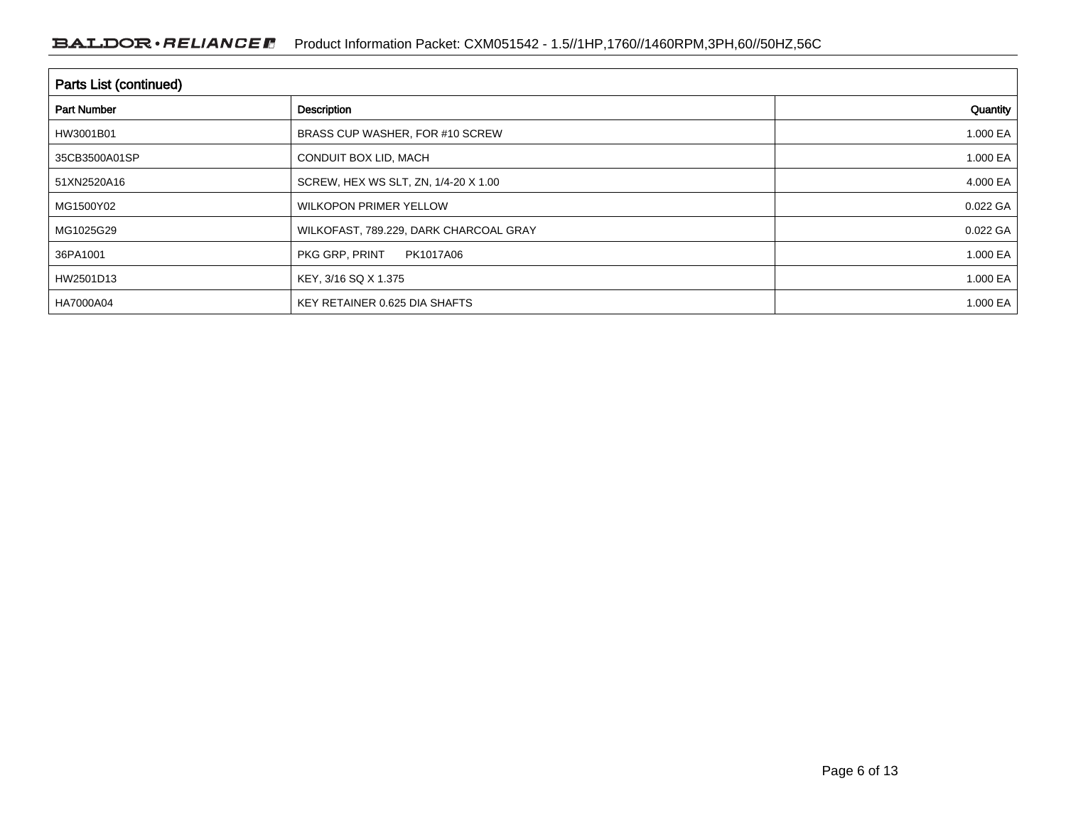## Parts List (continued)

| Part Number | Description | Quantity |
|---|---|---|
| HW3001B01 | BRASS CUP WASHER, FOR #10 SCREW | 1.000 EA |
| 35CB3500A01SP | CONDUIT BOX LID, MACH | 1.000 EA |
| 51XN2520A16 | SCREW, HEX WS SLT, ZN, 1/4-20 X 1.00 | 4.000 EA |
| MG1500Y02 | WILKOPON PRIMER YELLOW | 0.022 GA |
| MG1025G29 | WILKOFAST, 789.229, DARK CHARCOAL GRAY | 0.022 GA |
| 36PA1001 | PKG GRP, PRINT PK1017A06 | 1.000 EA |
| HW2501D13 | KEY, 3/16 SQ X 1.375 | 1.000 EA |
| HA7000A04 | KEY RETAINER 0.625 DIA SHAFTS | 1.000 EA |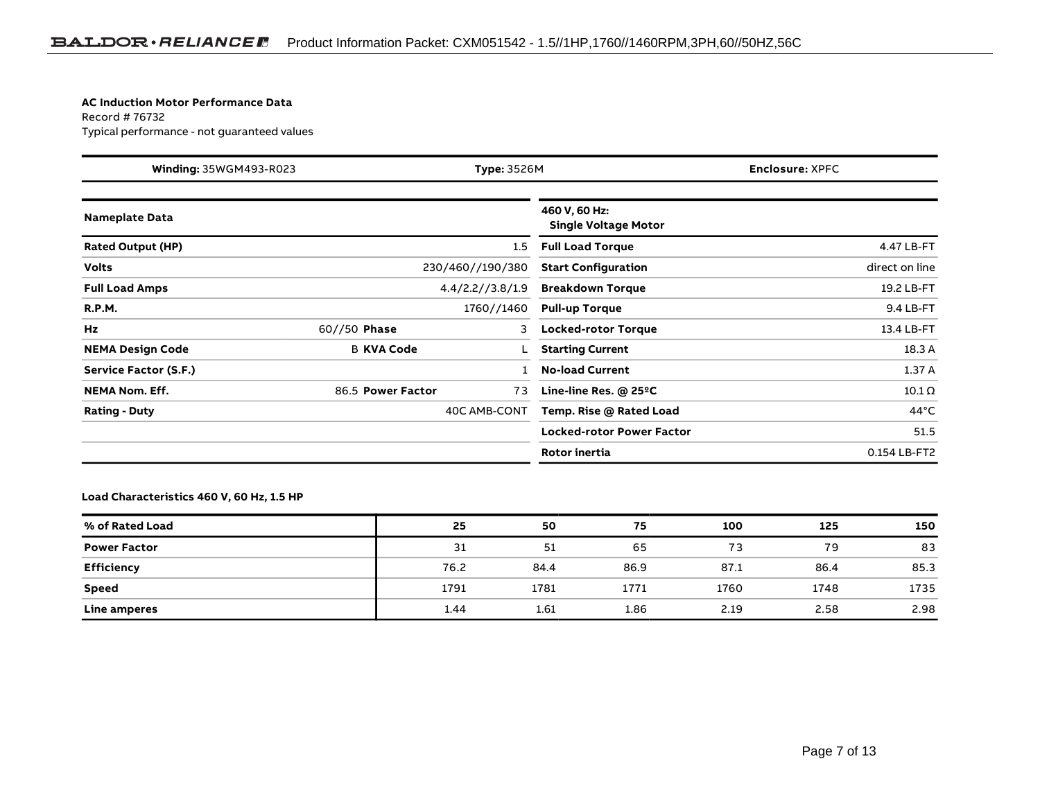**AC Induction Motor Performance Data**

Record # 76732

Typical performance - not guaranteed values

| **Winding:** 35WGM493-R023 | **Type:** 3526M | **Enclosure:** XPFC |
|---|---|---|

| **Nameplate Data** | | | | **460 V, 60 Hz: Single Voltage Motor** | |
|---|---|---|---|---|---|
| **Rated Output (HP)** | | | 1.5 | **Full Load Torque** | 4.47 LB-FT |
| **Volts** | | | 230/460//190/380 | **Start Configuration** | direct on line |
| **Full Load Amps** | | | 4.4/2.2//3.8/1.9 | **Breakdown Torque** | 19.2 LB-FT |
| **R.P.M.** | | | 1760//1460 | **Pull-up Torque** | 9.4 LB-FT |
| **Hz** | 60//50 | **Phase** | 3 | **Locked-rotor Torque** | 13.4 LB-FT |
| **NEMA Design Code** | B | **KVA Code** | L | **Starting Current** | 18.3 A |
| **Service Factor (S.F.)** | | | 1 | **No-load Current** | 1.37 A |
| **NEMA Nom. Eff.** | 86.5 | **Power Factor** | 73 | **Line-line Res. @ 25ºC** | 10.1 Ω |
| **Rating - Duty** | | | 40C AMB-CONT | **Temp. Rise @ Rated Load** | 44°C |
| | | | | **Locked-rotor Power Factor** | 51.5 |
| | | | | **Rotor inertia** | 0.154 LB-FT2 |

**Load Characteristics 460 V, 60 Hz, 1.5 HP**

| % of Rated Load | 25 | 50 | 75 | 100 | 125 | 150 |
|---|---|---|---|---|---|---|
| **Power Factor** | 31 | 51 | 65 | 73 | 79 | 83 |
| **Efficiency** | 76.2 | 84.4 | 86.9 | 87.1 | 86.4 | 85.3 |
| **Speed** | 1791 | 1781 | 1771 | 1760 | 1748 | 1735 |
| **Line amperes** | 1.44 | 1.61 | 1.86 | 2.19 | 2.58 | 2.98 |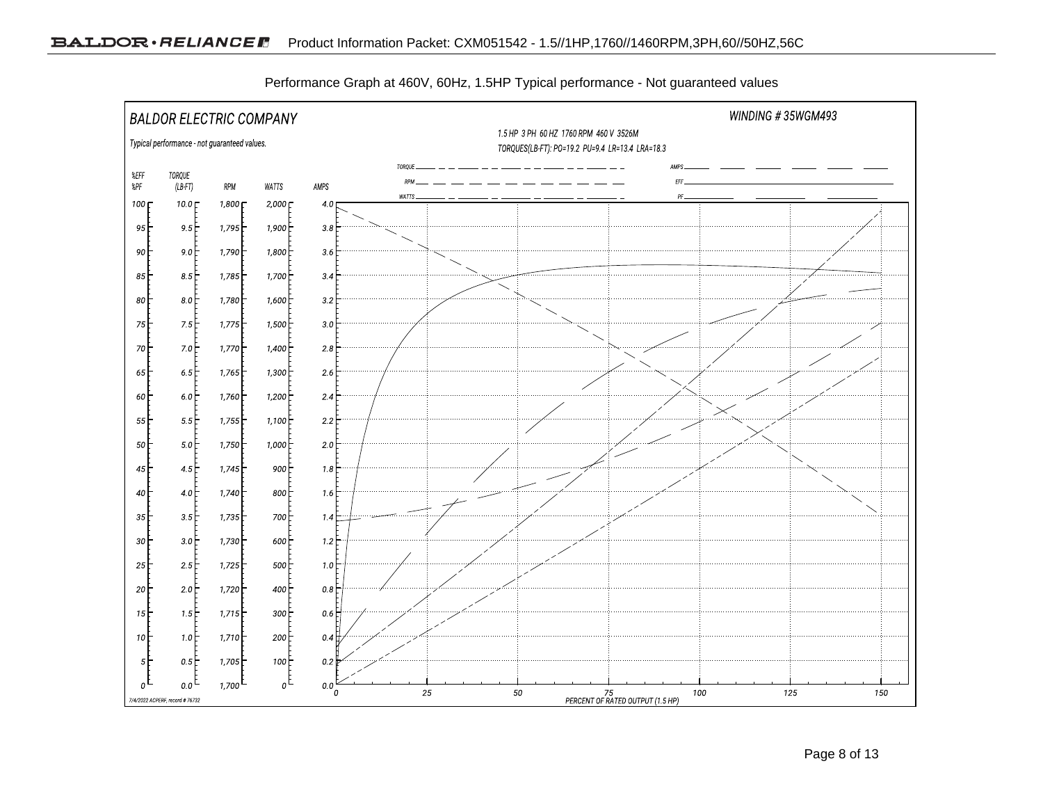Performance Graph at 460V, 60Hz, 1.5HP Typical performance - Not guaranteed values

BALDOR ELECTRIC COMPANY

WINDING # 35WGM493

Typical performance - not guaranteed values.

1.5 HP 3 PH 60 HZ 1760 RPM 460 V 3526M

TORQUES(LB-FT): PO=19.2 PU=9.4 LR=13.4 LRA=18.3

Legend: TORQUE, RPM, WATTS, AMPS, EFF, PF

| %EFF %PF | TORQUE (LB-FT) | RPM | WATTS | AMPS |
|---|---|---|---|---|
| 100 | 10.0 | 1,800 | 2,000 | 4.0 |
| 95 | 9.5 | 1,795 | 1,900 | 3.8 |
| 90 | 9.0 | 1,790 | 1,800 | 3.6 |
| 85 | 8.5 | 1,785 | 1,700 | 3.4 |
| 80 | 8.0 | 1,780 | 1,600 | 3.2 |
| 75 | 7.5 | 1,775 | 1,500 | 3.0 |
| 70 | 7.0 | 1,770 | 1,400 | 2.8 |
| 65 | 6.5 | 1,765 | 1,300 | 2.6 |
| 60 | 6.0 | 1,760 | 1,200 | 2.4 |
| 55 | 5.5 | 1,755 | 1,100 | 2.2 |
| 50 | 5.0 | 1,750 | 1,000 | 2.0 |
| 45 | 4.5 | 1,745 | 900 | 1.8 |
| 40 | 4.0 | 1,740 | 800 | 1.6 |
| 35 | 3.5 | 1,735 | 700 | 1.4 |
| 30 | 3.0 | 1,730 | 600 | 1.2 |
| 25 | 2.5 | 1,725 | 500 | 1.0 |
| 20 | 2.0 | 1,720 | 400 | 0.8 |
| 15 | 1.5 | 1,715 | 300 | 0.6 |
| 10 | 1.0 | 1,710 | 200 | 0.4 |
| 5 | 0.5 | 1,705 | 100 | 0.2 |
| 0 | 0.0 | 1,700 | 0 | 0.0 |

X-axis: 0, 25, 50, 75, 100, 125, 150 — PERCENT OF RATED OUTPUT (1.5 HP)

7/4/2022 ACPERF, record # 76732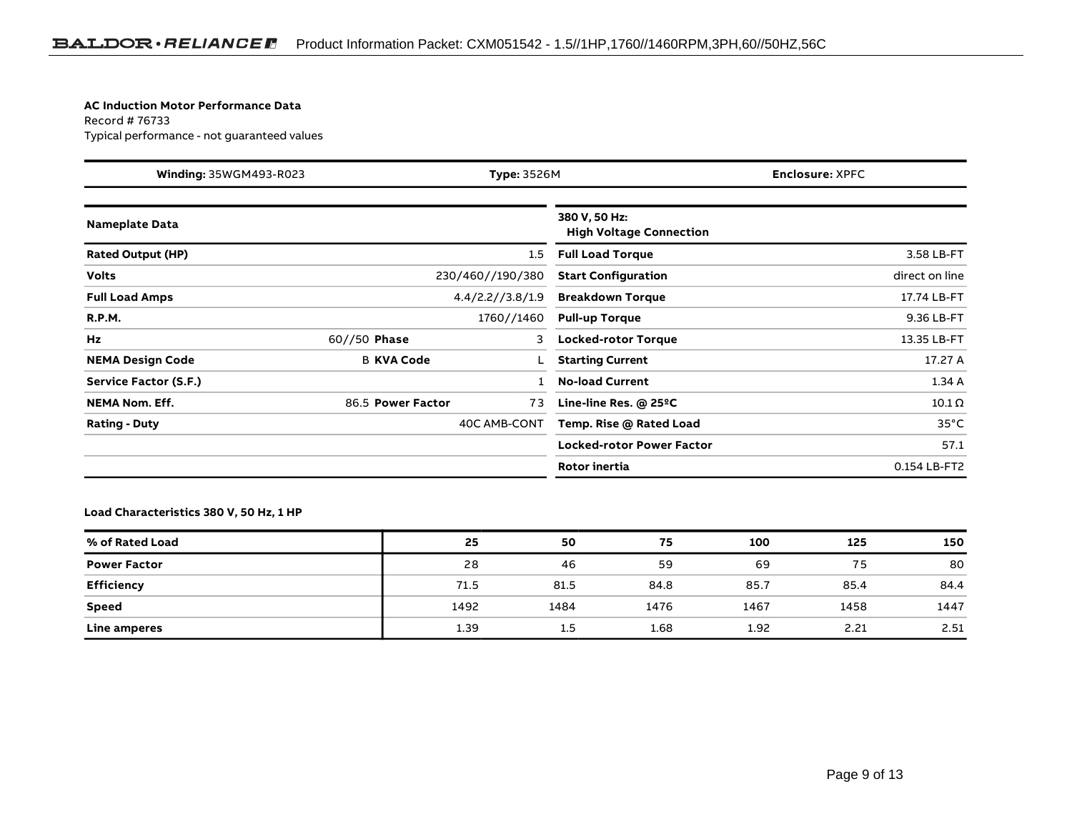**AC Induction Motor Performance Data**
Record # 76733
Typical performance - not guaranteed values

| **Winding:** 35WGM493-R023 | **Type:** 3526M | **Enclosure:** XPFC |
|---|---|---|

| **Nameplate Data** | | | | **380 V, 50 Hz: High Voltage Connection** | |
|---|---|---|---|---|---|
| **Rated Output (HP)** | | | 1.5 | **Full Load Torque** | 3.58 LB-FT |
| **Volts** | | | 230/460//190/380 | **Start Configuration** | direct on line |
| **Full Load Amps** | | | 4.4/2.2//3.8/1.9 | **Breakdown Torque** | 17.74 LB-FT |
| **R.P.M.** | | | 1760//1460 | **Pull-up Torque** | 9.36 LB-FT |
| **Hz** | 60//50 | **Phase** | 3 | **Locked-rotor Torque** | 13.35 LB-FT |
| **NEMA Design Code** | B | **KVA Code** | L | **Starting Current** | 17.27 A |
| **Service Factor (S.F.)** | | | 1 | **No-load Current** | 1.34 A |
| **NEMA Nom. Eff.** | 86.5 | **Power Factor** | 73 | **Line-line Res. @ 25ºC** | 10.1 Ω |
| **Rating - Duty** | | | 40C AMB-CONT | **Temp. Rise @ Rated Load** | 35°C |
| | | | | **Locked-rotor Power Factor** | 57.1 |
| | | | | **Rotor inertia** | 0.154 LB-FT2 |

**Load Characteristics 380 V, 50 Hz, 1 HP**

| **% of Rated Load** | **25** | **50** | **75** | **100** | **125** | **150** |
|---|---|---|---|---|---|---|
| **Power Factor** | 28 | 46 | 59 | 69 | 75 | 80 |
| **Efficiency** | 71.5 | 81.5 | 84.8 | 85.7 | 85.4 | 84.4 |
| **Speed** | 1492 | 1484 | 1476 | 1467 | 1458 | 1447 |
| **Line amperes** | 1.39 | 1.5 | 1.68 | 1.92 | 2.21 | 2.51 |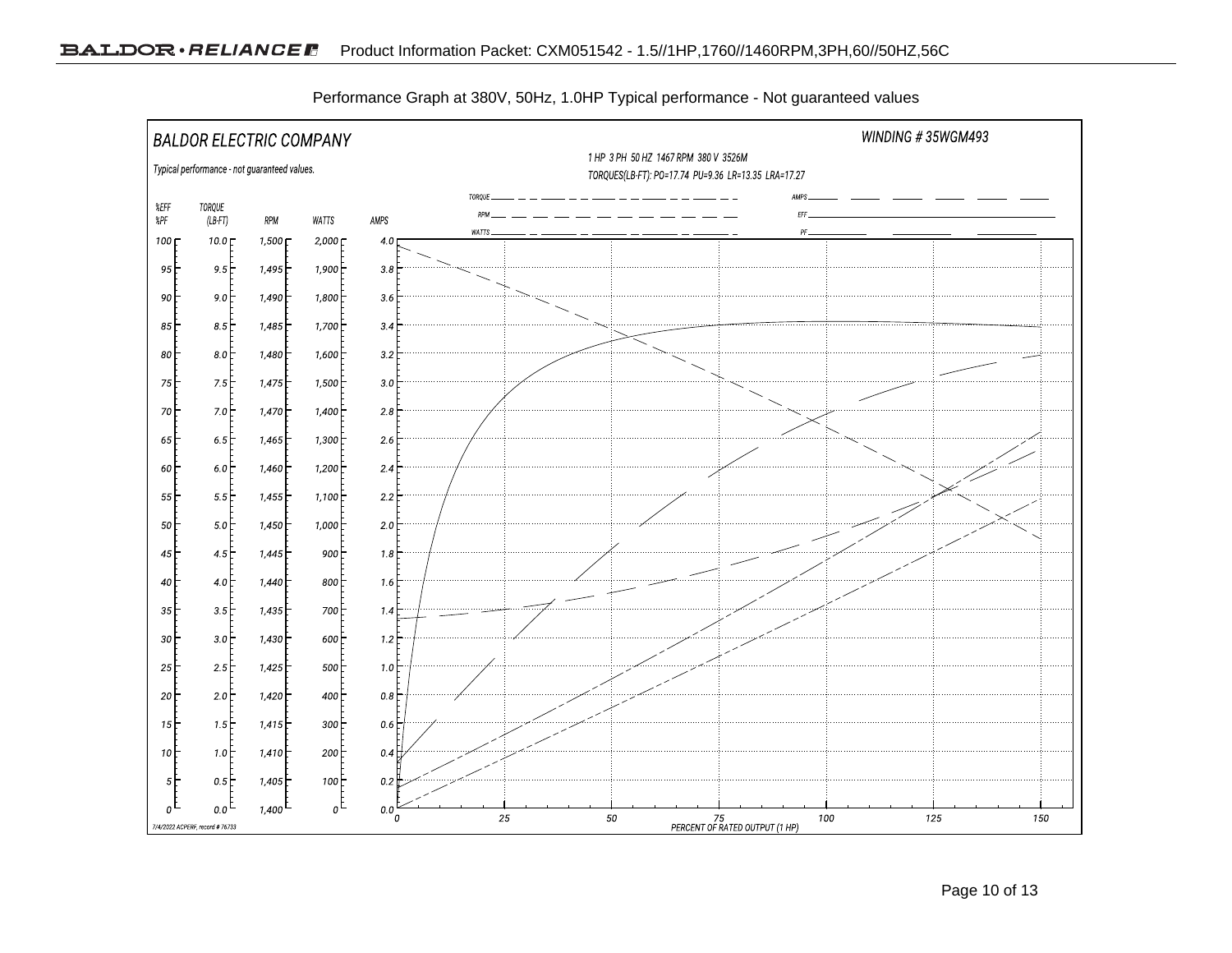Performance Graph at 380V, 50Hz, 1.0HP Typical performance - Not guaranteed values

BALDOR ELECTRIC COMPANY

WINDING # 35WGM493

1 HP 3 PH 50 HZ 1467 RPM 380 V 3526M

TORQUES(LB-FT): PO=17.74 PU=9.36 LR=13.35 LRA=17.27

Typical performance - not guaranteed values.

TORQUE, RPM, WATTS, AMPS, EFF, PF

| %EFF %PF | TORQUE (LB-FT) | RPM | WATTS | AMPS |
|---|---|---|---|---|
| 100 | 10.0 | 1,500 | 2,000 | 4.0 |
| 95 | 9.5 | 1,495 | 1,900 | 3.8 |
| 90 | 9.0 | 1,490 | 1,800 | 3.6 |
| 85 | 8.5 | 1,485 | 1,700 | 3.4 |
| 80 | 8.0 | 1,480 | 1,600 | 3.2 |
| 75 | 7.5 | 1,475 | 1,500 | 3.0 |
| 70 | 7.0 | 1,470 | 1,400 | 2.8 |
| 65 | 6.5 | 1,465 | 1,300 | 2.6 |
| 60 | 6.0 | 1,460 | 1,200 | 2.4 |
| 55 | 5.5 | 1,455 | 1,100 | 2.2 |
| 50 | 5.0 | 1,450 | 1,000 | 2.0 |
| 45 | 4.5 | 1,445 | 900 | 1.8 |
| 40 | 4.0 | 1,440 | 800 | 1.6 |
| 35 | 3.5 | 1,435 | 700 | 1.4 |
| 30 | 3.0 | 1,430 | 600 | 1.2 |
| 25 | 2.5 | 1,425 | 500 | 1.0 |
| 20 | 2.0 | 1,420 | 400 | 0.8 |
| 15 | 1.5 | 1,415 | 300 | 0.6 |
| 10 | 1.0 | 1,410 | 200 | 0.4 |
| 5 | 0.5 | 1,405 | 100 | 0.2 |
| 0 | 0.0 | 1,400 | 0 | 0.0 |

0 25 50 75 100 125 150

PERCENT OF RATED OUTPUT (1 HP)

7/4/2022 ACPERF, record # 76733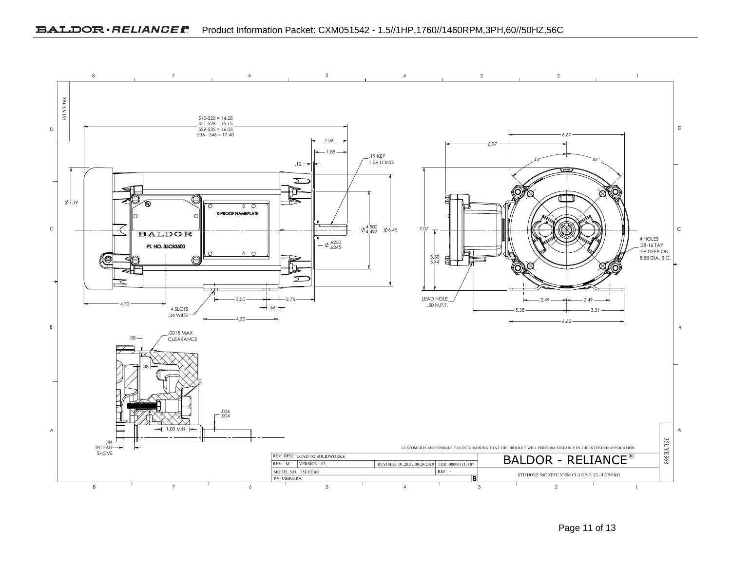35LYE368

510-520 = 14.28
521-528 = 15.15
529-535 = 16.03
536 - 546 = 17.40

2.06

1.88

.12

.19 KEY
1.38 LONG

Ø7.19

X-PROOF NAMEPLATE

BALDOR

PT. NO. 35CB3500

Ø 4.500 / 4.497

Ø 6.45

Ø .6250 / .6245

4.72

4 SLOTS
.34 WIDE

3.00

2.75

.66

4.32

6.97

6.67

45°

45°

7.07

3.50 / 3.44

LEAD HOLE
.50 N.P.T.

4 HOLES
.38-16 TAP
.56 DEEP ON
5.88 DIA. B.C.

2.49

2.49

5.38

3.31

6.62

.0015 MAX
CLEARANCE

.08

.38

.006 / .004

1.00 MIN

.44
INT FAN
SHOVE

CUSTOMER IS RESPONSIBLE FOR DETERMINING THAT THE PRODUCT WILL PERFORM SUITABLY IN THE INTENDED APPLICATION

| REV. DESC: LOAD TO SOLIDWORKS | | | |
|---|---|---|---|
| REV: M | VERSION: 03 | REVISED: 01:20:32 08/29/2019 | TDR: 000001117187 |
| MODEL NO. 35LYE368 | | | REF: - |
| BY: USBUFRA | | | B |

BALDOR - RELIANCE®

STD HORZ 56C XPFC X35M CL-I GP-D, CL-II GP-F&G

35LYE368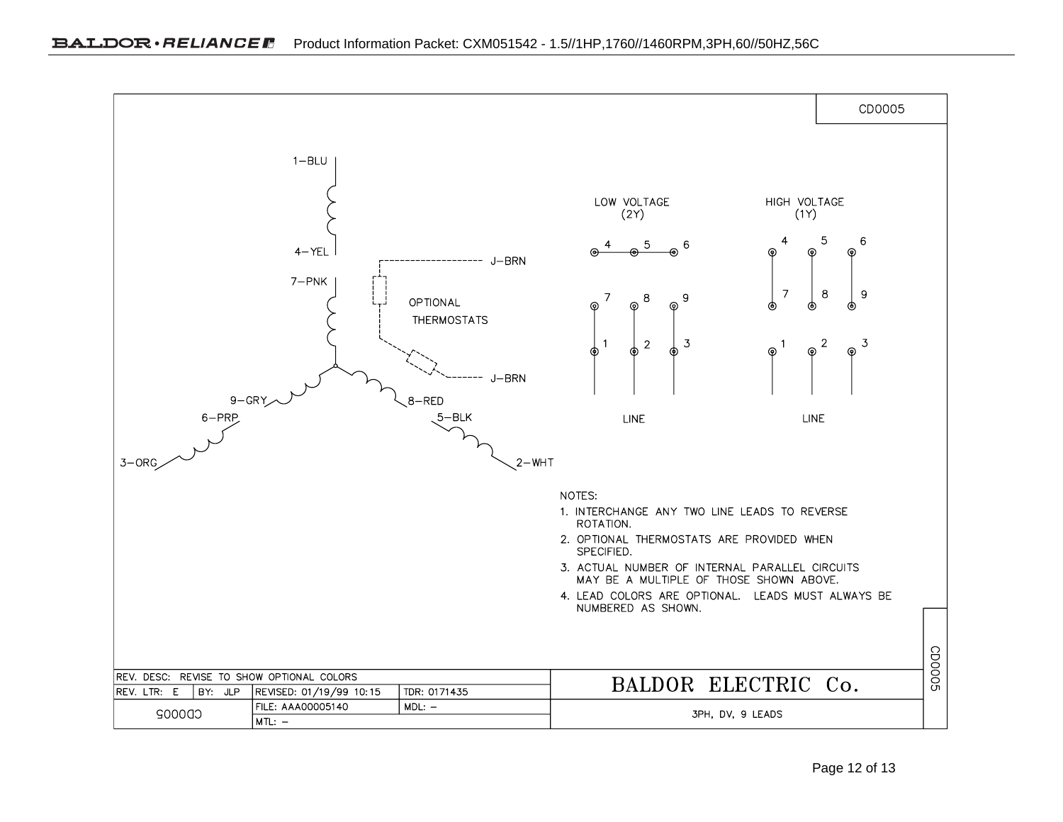CD0005

1–BLU

4–YEL

7–PNK

J–BRN

OPTIONAL THERMOSTATS

J–BRN

9–GRY

8–RED

6–PRP

5–BLK

3–ORG

2–WHT

LOW VOLTAGE (2Y)

4 5 6

7 8 9

1 2 3

LINE

HIGH VOLTAGE (1Y)

4 5 6

7 8 9

1 2 3

LINE

NOTES:

1. INTERCHANGE ANY TWO LINE LEADS TO REVERSE ROTATION.
2. OPTIONAL THERMOSTATS ARE PROVIDED WHEN SPECIFIED.
3. ACTUAL NUMBER OF INTERNAL PARALLEL CIRCUITS MAY BE A MULTIPLE OF THOSE SHOWN ABOVE.
4. LEAD COLORS ARE OPTIONAL. LEADS MUST ALWAYS BE NUMBERED AS SHOWN.

| REV. DESC: REVISE TO SHOW OPTIONAL COLORS | | | | BALDOR ELECTRIC Co. |
|---|---|---|---|---|
| REV. LTR: E | BY: JLP | REVISED: 01/19/99 10:15 | TDR: 0171435 | |
| CD0005 | | FILE: AAA00005140 | MDL: – | 3PH, DV, 9 LEADS |
| | | MTL: – | | |

CD0005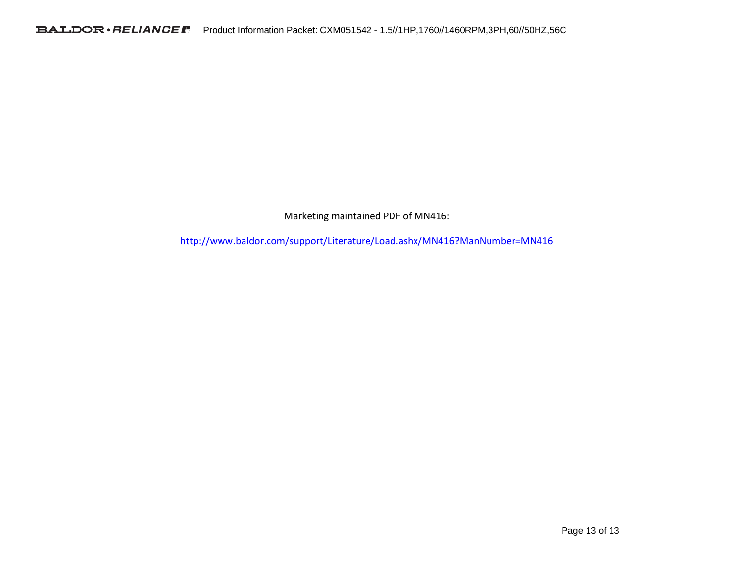Marketing maintained PDF of MN416:

http://www.baldor.com/support/Literature/Load.ashx/MN416?ManNumber=MN416